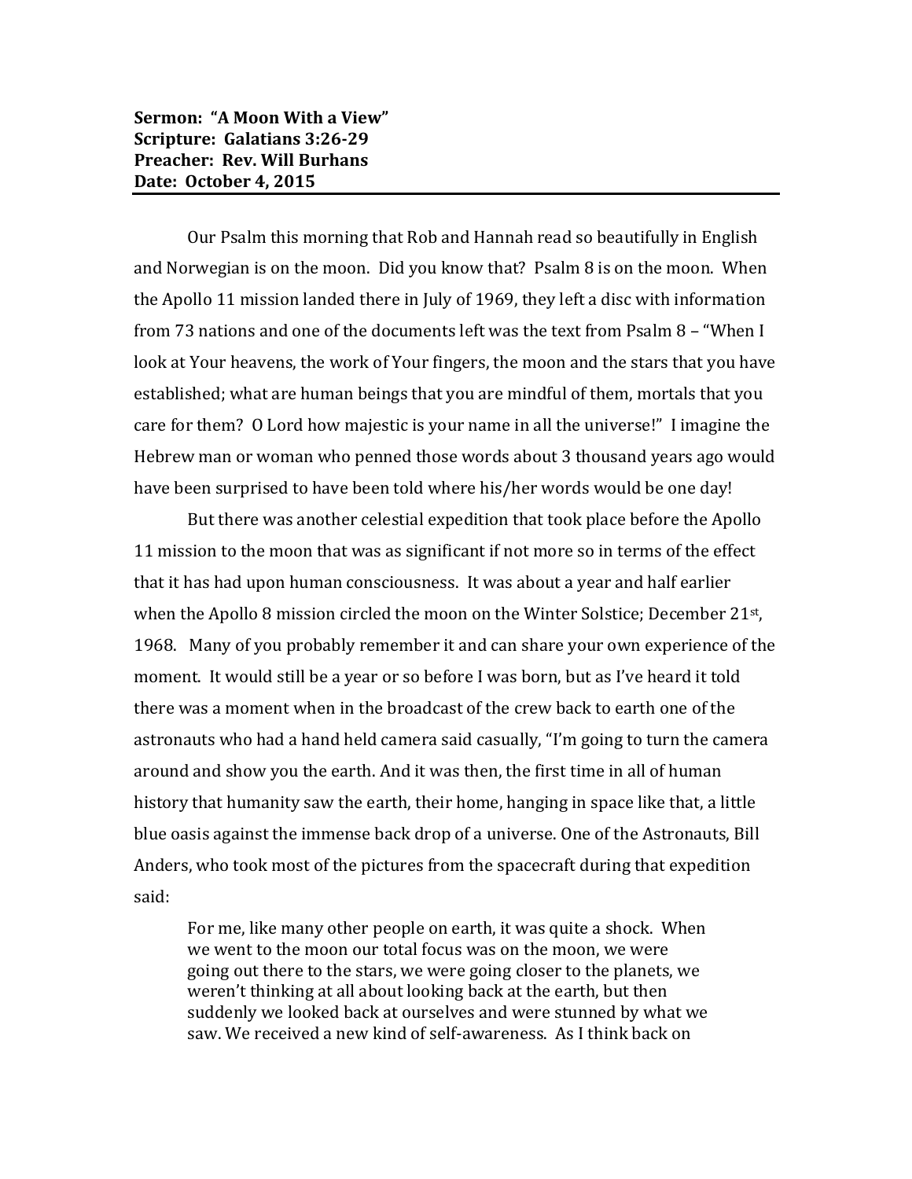**Sermon: "A Moon With a View"**
**Scripture: Galatians 3:26-29**
**Preacher: Rev. Will Burhans**
**Date: October 4, 2015**

---

Our Psalm this morning that Rob and Hannah read so beautifully in English and Norwegian is on the moon. Did you know that? Psalm 8 is on the moon. When the Apollo 11 mission landed there in July of 1969, they left a disc with information from 73 nations and one of the documents left was the text from Psalm 8 – "When I look at Your heavens, the work of Your fingers, the moon and the stars that you have established; what are human beings that you are mindful of them, mortals that you care for them? O Lord how majestic is your name in all the universe!" I imagine the Hebrew man or woman who penned those words about 3 thousand years ago would have been surprised to have been told where his/her words would be one day!

But there was another celestial expedition that took place before the Apollo 11 mission to the moon that was as significant if not more so in terms of the effect that it has had upon human consciousness. It was about a year and half earlier when the Apollo 8 mission circled the moon on the Winter Solstice; December 21st, 1968. Many of you probably remember it and can share your own experience of the moment. It would still be a year or so before I was born, but as I've heard it told there was a moment when in the broadcast of the crew back to earth one of the astronauts who had a hand held camera said casually, "I'm going to turn the camera around and show you the earth. And it was then, the first time in all of human history that humanity saw the earth, their home, hanging in space like that, a little blue oasis against the immense back drop of a universe. One of the Astronauts, Bill Anders, who took most of the pictures from the spacecraft during that expedition said:

> For me, like many other people on earth, it was quite a shock. When we went to the moon our total focus was on the moon, we were going out there to the stars, we were going closer to the planets, we weren't thinking at all about looking back at the earth, but then suddenly we looked back at ourselves and were stunned by what we saw. We received a new kind of self-awareness. As I think back on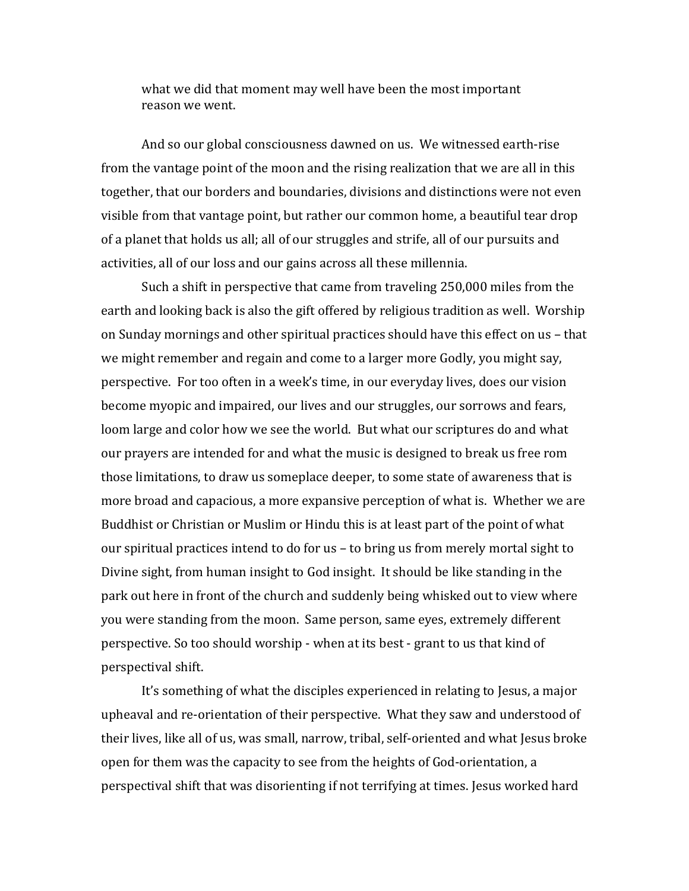what we did that moment may well have been the most important reason we went.

And so our global consciousness dawned on us. We witnessed earth-rise from the vantage point of the moon and the rising realization that we are all in this together, that our borders and boundaries, divisions and distinctions were not even visible from that vantage point, but rather our common home, a beautiful tear drop of a planet that holds us all; all of our struggles and strife, all of our pursuits and activities, all of our loss and our gains across all these millennia.

Such a shift in perspective that came from traveling 250,000 miles from the earth and looking back is also the gift offered by religious tradition as well. Worship on Sunday mornings and other spiritual practices should have this effect on us – that we might remember and regain and come to a larger more Godly, you might say, perspective. For too often in a week's time, in our everyday lives, does our vision become myopic and impaired, our lives and our struggles, our sorrows and fears, loom large and color how we see the world. But what our scriptures do and what our prayers are intended for and what the music is designed to break us free rom those limitations, to draw us someplace deeper, to some state of awareness that is more broad and capacious, a more expansive perception of what is. Whether we are Buddhist or Christian or Muslim or Hindu this is at least part of the point of what our spiritual practices intend to do for us – to bring us from merely mortal sight to Divine sight, from human insight to God insight. It should be like standing in the park out here in front of the church and suddenly being whisked out to view where you were standing from the moon. Same person, same eyes, extremely different perspective. So too should worship - when at its best - grant to us that kind of perspectival shift.

It's something of what the disciples experienced in relating to Jesus, a major upheaval and re-orientation of their perspective. What they saw and understood of their lives, like all of us, was small, narrow, tribal, self-oriented and what Jesus broke open for them was the capacity to see from the heights of God-orientation, a perspectival shift that was disorienting if not terrifying at times. Jesus worked hard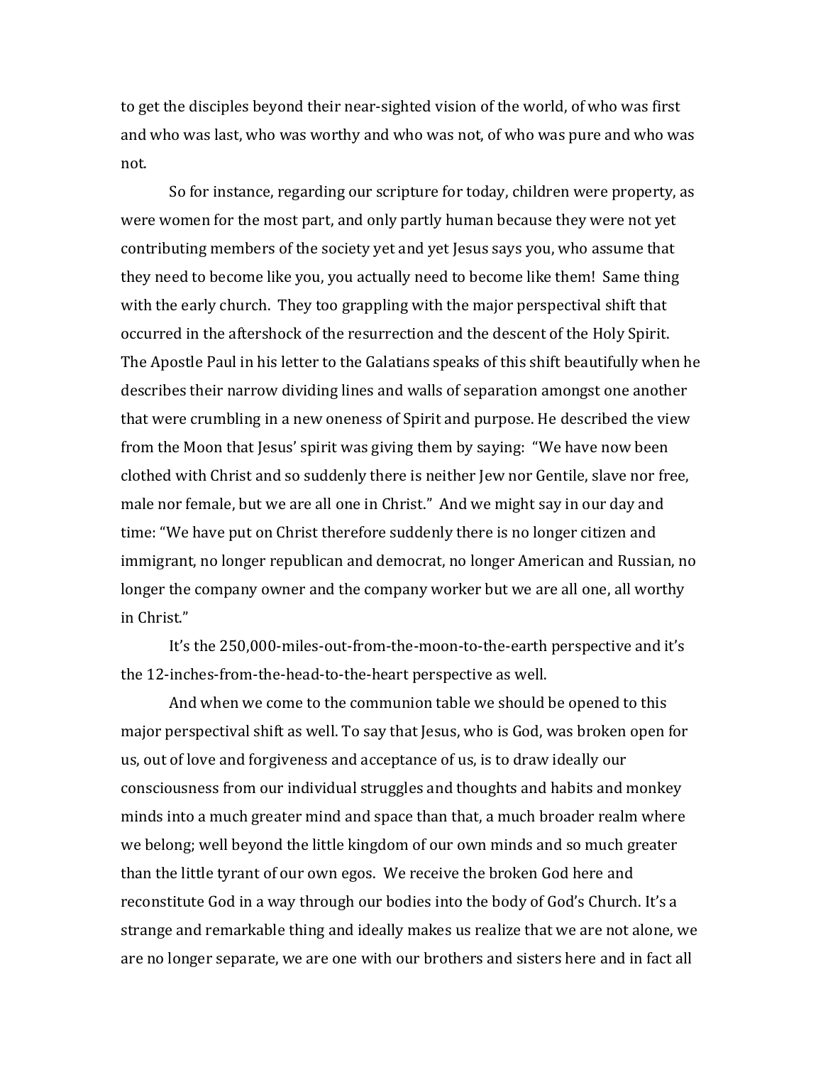to get the disciples beyond their near-sighted vision of the world, of who was first and who was last, who was worthy and who was not, of who was pure and who was not.

So for instance, regarding our scripture for today, children were property, as were women for the most part, and only partly human because they were not yet contributing members of the society yet and yet Jesus says you, who assume that they need to become like you, you actually need to become like them! Same thing with the early church. They too grappling with the major perspectival shift that occurred in the aftershock of the resurrection and the descent of the Holy Spirit. The Apostle Paul in his letter to the Galatians speaks of this shift beautifully when he describes their narrow dividing lines and walls of separation amongst one another that were crumbling in a new oneness of Spirit and purpose. He described the view from the Moon that Jesus' spirit was giving them by saying: "We have now been clothed with Christ and so suddenly there is neither Jew nor Gentile, slave nor free, male nor female, but we are all one in Christ." And we might say in our day and time: "We have put on Christ therefore suddenly there is no longer citizen and immigrant, no longer republican and democrat, no longer American and Russian, no longer the company owner and the company worker but we are all one, all worthy in Christ."

It's the 250,000-miles-out-from-the-moon-to-the-earth perspective and it's the 12-inches-from-the-head-to-the-heart perspective as well.

And when we come to the communion table we should be opened to this major perspectival shift as well. To say that Jesus, who is God, was broken open for us, out of love and forgiveness and acceptance of us, is to draw ideally our consciousness from our individual struggles and thoughts and habits and monkey minds into a much greater mind and space than that, a much broader realm where we belong; well beyond the little kingdom of our own minds and so much greater than the little tyrant of our own egos. We receive the broken God here and reconstitute God in a way through our bodies into the body of God's Church. It's a strange and remarkable thing and ideally makes us realize that we are not alone, we are no longer separate, we are one with our brothers and sisters here and in fact all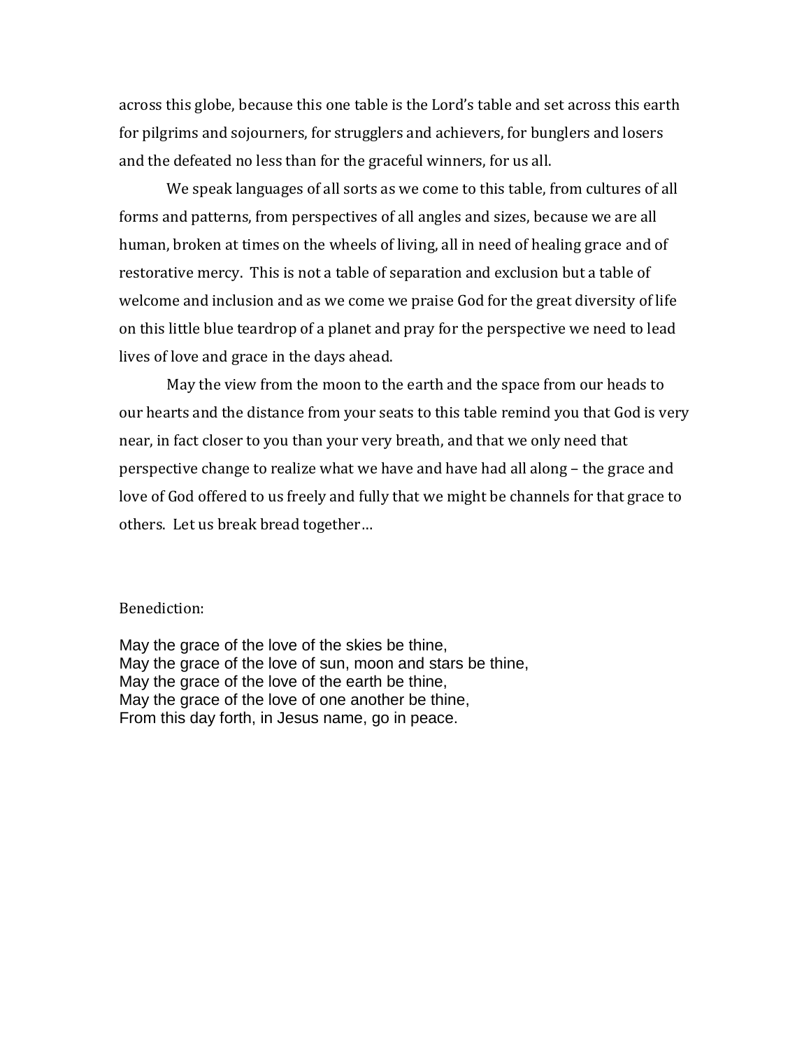across this globe, because this one table is the Lord's table and set across this earth for pilgrims and sojourners, for strugglers and achievers, for bunglers and losers and the defeated no less than for the graceful winners, for us all.

We speak languages of all sorts as we come to this table, from cultures of all forms and patterns, from perspectives of all angles and sizes, because we are all human, broken at times on the wheels of living, all in need of healing grace and of restorative mercy. This is not a table of separation and exclusion but a table of welcome and inclusion and as we come we praise God for the great diversity of life on this little blue teardrop of a planet and pray for the perspective we need to lead lives of love and grace in the days ahead.

May the view from the moon to the earth and the space from our heads to our hearts and the distance from your seats to this table remind you that God is very near, in fact closer to you than your very breath, and that we only need that perspective change to realize what we have and have had all along – the grace and love of God offered to us freely and fully that we might be channels for that grace to others. Let us break bread together…

Benediction:

May the grace of the love of the skies be thine,
May the grace of the love of sun, moon and stars be thine,
May the grace of the love of the earth be thine,
May the grace of the love of one another be thine,
From this day forth, in Jesus name, go in peace.